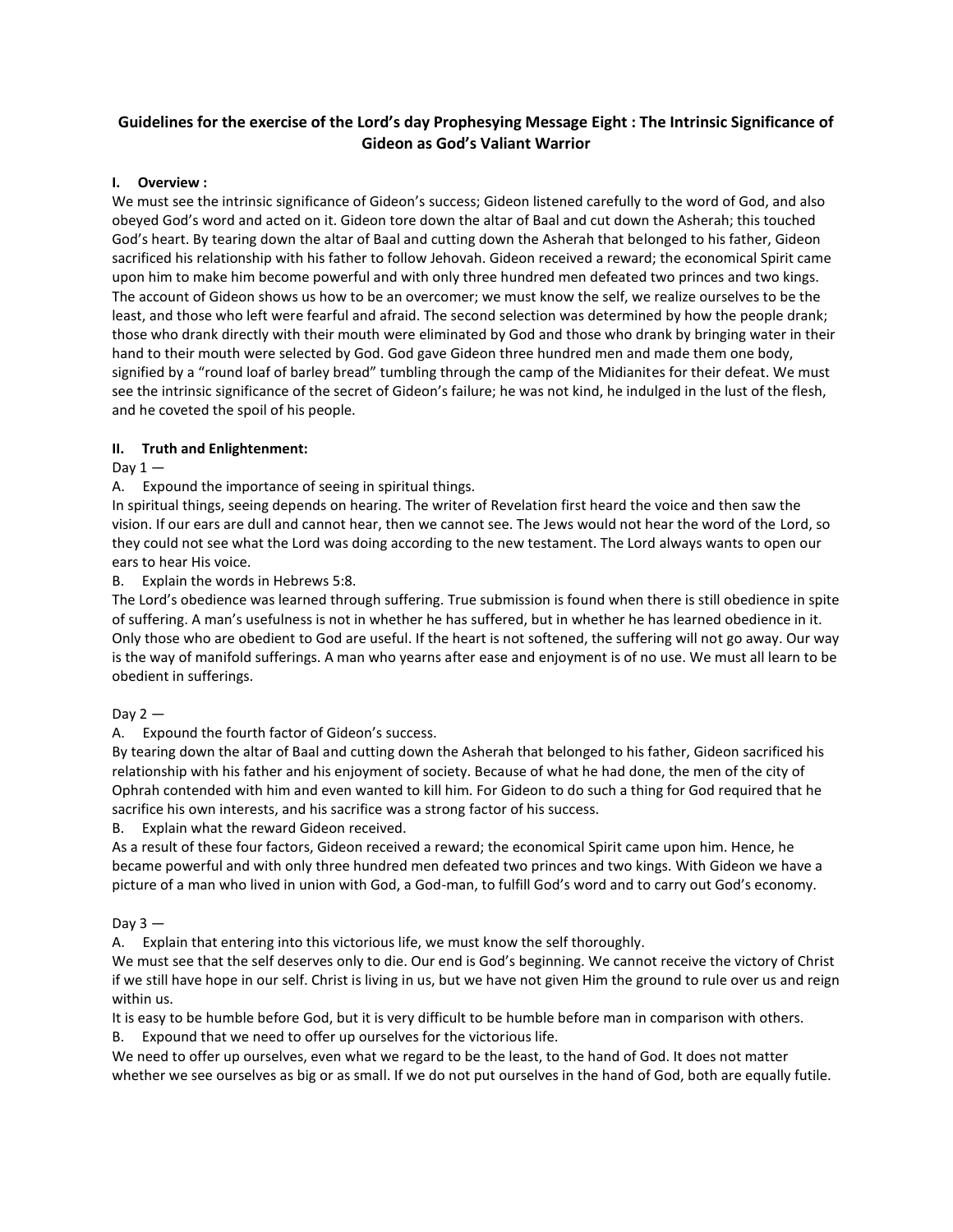# Guidelines for the exercise of the Lord's day Prophesying Message Eight : The Intrinsic Significance of Gideon as God's Valiant Warrior

## I. Overview :

We must see the intrinsic significance of Gideon's success; Gideon listened carefully to the word of God, and also obeyed God's word and acted on it. Gideon tore down the altar of Baal and cut down the Asherah; this touched God's heart. By tearing down the altar of Baal and cutting down the Asherah that belonged to his father, Gideon sacrificed his relationship with his father to follow Jehovah. Gideon received a reward; the economical Spirit came upon him to make him become powerful and with only three hundred men defeated two princes and two kings. The account of Gideon shows us how to be an overcomer; we must know the self, we realize ourselves to be the least, and those who left were fearful and afraid. The second selection was determined by how the people drank; those who drank directly with their mouth were eliminated by God and those who drank by bringing water in their hand to their mouth were selected by God. God gave Gideon three hundred men and made them one body, signified by a "round loaf of barley bread" tumbling through the camp of the Midianites for their defeat. We must see the intrinsic significance of the secret of Gideon's failure; he was not kind, he indulged in the lust of the flesh, and he coveted the spoil of his people.

## II. Truth and Enlightenment:

Day 1 —

A. Expound the importance of seeing in spiritual things.

In spiritual things, seeing depends on hearing. The writer of Revelation first heard the voice and then saw the vision. If our ears are dull and cannot hear, then we cannot see. The Jews would not hear the word of the Lord, so they could not see what the Lord was doing according to the new testament. The Lord always wants to open our ears to hear His voice.

B. Explain the words in Hebrews 5:8.

The Lord's obedience was learned through suffering. True submission is found when there is still obedience in spite of suffering. A man's usefulness is not in whether he has suffered, but in whether he has learned obedience in it. Only those who are obedient to God are useful. If the heart is not softened, the suffering will not go away. Our way is the way of manifold sufferings. A man who yearns after ease and enjoyment is of no use. We must all learn to be obedient in sufferings.

Day 2 —

A. Expound the fourth factor of Gideon's success.

By tearing down the altar of Baal and cutting down the Asherah that belonged to his father, Gideon sacrificed his relationship with his father and his enjoyment of society. Because of what he had done, the men of the city of Ophrah contended with him and even wanted to kill him. For Gideon to do such a thing for God required that he sacrifice his own interests, and his sacrifice was a strong factor of his success.

B. Explain what the reward Gideon received.

As a result of these four factors, Gideon received a reward; the economical Spirit came upon him. Hence, he became powerful and with only three hundred men defeated two princes and two kings. With Gideon we have a picture of a man who lived in union with God, a God-man, to fulfill God's word and to carry out God's economy.

Day 3 —

A. Explain that entering into this victorious life, we must know the self thoroughly.

We must see that the self deserves only to die. Our end is God's beginning. We cannot receive the victory of Christ if we still have hope in our self. Christ is living in us, but we have not given Him the ground to rule over us and reign within us.

It is easy to be humble before God, but it is very difficult to be humble before man in comparison with others.

B. Expound that we need to offer up ourselves for the victorious life.

We need to offer up ourselves, even what we regard to be the least, to the hand of God. It does not matter whether we see ourselves as big or as small. If we do not put ourselves in the hand of God, both are equally futile.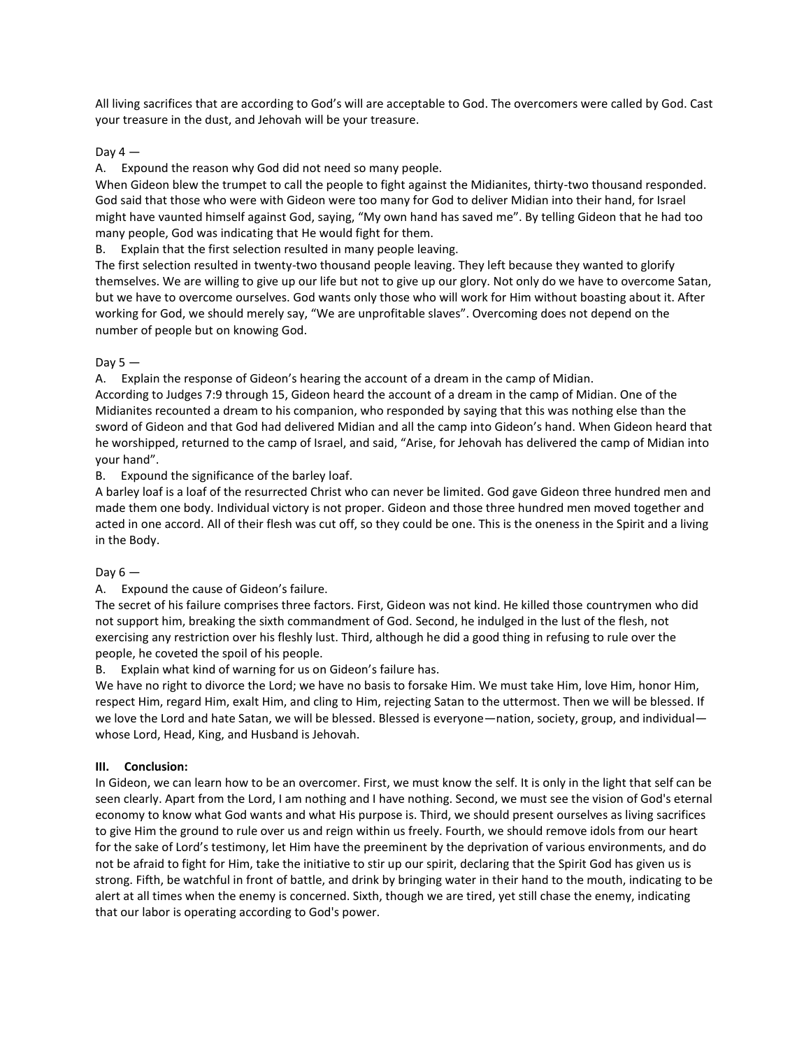All living sacrifices that are according to God's will are acceptable to God. The overcomers were called by God. Cast your treasure in the dust, and Jehovah will be your treasure.

Day 4 —

A. Expound the reason why God did not need so many people.

When Gideon blew the trumpet to call the people to fight against the Midianites, thirty-two thousand responded. God said that those who were with Gideon were too many for God to deliver Midian into their hand, for Israel might have vaunted himself against God, saying, "My own hand has saved me". By telling Gideon that he had too many people, God was indicating that He would fight for them.

B. Explain that the first selection resulted in many people leaving.

The first selection resulted in twenty-two thousand people leaving. They left because they wanted to glorify themselves. We are willing to give up our life but not to give up our glory. Not only do we have to overcome Satan, but we have to overcome ourselves. God wants only those who will work for Him without boasting about it. After working for God, we should merely say, "We are unprofitable slaves". Overcoming does not depend on the number of people but on knowing God.

Day 5 —

A. Explain the response of Gideon's hearing the account of a dream in the camp of Midian.

According to Judges 7:9 through 15, Gideon heard the account of a dream in the camp of Midian. One of the Midianites recounted a dream to his companion, who responded by saying that this was nothing else than the sword of Gideon and that God had delivered Midian and all the camp into Gideon's hand. When Gideon heard that he worshipped, returned to the camp of Israel, and said, "Arise, for Jehovah has delivered the camp of Midian into your hand".

B. Expound the significance of the barley loaf.

A barley loaf is a loaf of the resurrected Christ who can never be limited. God gave Gideon three hundred men and made them one body. Individual victory is not proper. Gideon and those three hundred men moved together and acted in one accord. All of their flesh was cut off, so they could be one. This is the oneness in the Spirit and a living in the Body.

Day 6 —

A. Expound the cause of Gideon's failure.

The secret of his failure comprises three factors. First, Gideon was not kind. He killed those countrymen who did not support him, breaking the sixth commandment of God. Second, he indulged in the lust of the flesh, not exercising any restriction over his fleshly lust. Third, although he did a good thing in refusing to rule over the people, he coveted the spoil of his people.

B. Explain what kind of warning for us on Gideon's failure has.

We have no right to divorce the Lord; we have no basis to forsake Him. We must take Him, love Him, honor Him, respect Him, regard Him, exalt Him, and cling to Him, rejecting Satan to the uttermost. Then we will be blessed. If we love the Lord and hate Satan, we will be blessed. Blessed is everyone—nation, society, group, and individual—whose Lord, Head, King, and Husband is Jehovah.

**III. Conclusion:**

In Gideon, we can learn how to be an overcomer. First, we must know the self. It is only in the light that self can be seen clearly. Apart from the Lord, I am nothing and I have nothing. Second, we must see the vision of God's eternal economy to know what God wants and what His purpose is. Third, we should present ourselves as living sacrifices to give Him the ground to rule over us and reign within us freely. Fourth, we should remove idols from our heart for the sake of Lord's testimony, let Him have the preeminent by the deprivation of various environments, and do not be afraid to fight for Him, take the initiative to stir up our spirit, declaring that the Spirit God has given us is strong. Fifth, be watchful in front of battle, and drink by bringing water in their hand to the mouth, indicating to be alert at all times when the enemy is concerned. Sixth, though we are tired, yet still chase the enemy, indicating that our labor is operating according to God's power.